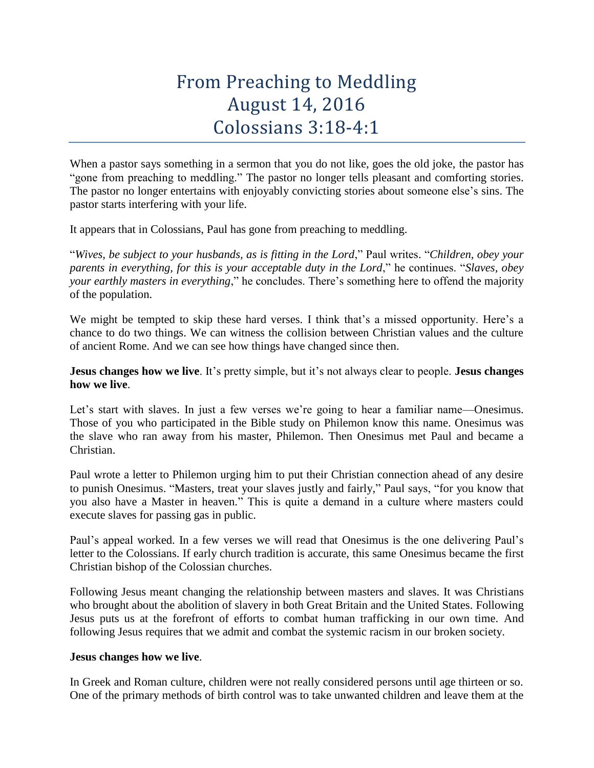# From Preaching to Meddling
# August 14, 2016
# Colossians 3:18-4:1

When a pastor says something in a sermon that you do not like, goes the old joke, the pastor has "gone from preaching to meddling." The pastor no longer tells pleasant and comforting stories. The pastor no longer entertains with enjoyably convicting stories about someone else's sins. The pastor starts interfering with your life.

It appears that in Colossians, Paul has gone from preaching to meddling.

"*Wives, be subject to your husbands, as is fitting in the Lord*," Paul writes. "*Children, obey your parents in everything, for this is your acceptable duty in the Lord*," he continues. "*Slaves, obey your earthly masters in everything*," he concludes. There's something here to offend the majority of the population.

We might be tempted to skip these hard verses. I think that's a missed opportunity. Here's a chance to do two things. We can witness the collision between Christian values and the culture of ancient Rome. And we can see how things have changed since then.

**Jesus changes how we live**. It's pretty simple, but it's not always clear to people. **Jesus changes how we live**.

Let's start with slaves. In just a few verses we're going to hear a familiar name—Onesimus. Those of you who participated in the Bible study on Philemon know this name. Onesimus was the slave who ran away from his master, Philemon. Then Onesimus met Paul and became a Christian.

Paul wrote a letter to Philemon urging him to put their Christian connection ahead of any desire to punish Onesimus. "Masters, treat your slaves justly and fairly," Paul says, "for you know that you also have a Master in heaven." This is quite a demand in a culture where masters could execute slaves for passing gas in public.

Paul's appeal worked. In a few verses we will read that Onesimus is the one delivering Paul's letter to the Colossians. If early church tradition is accurate, this same Onesimus became the first Christian bishop of the Colossian churches.

Following Jesus meant changing the relationship between masters and slaves. It was Christians who brought about the abolition of slavery in both Great Britain and the United States. Following Jesus puts us at the forefront of efforts to combat human trafficking in our own time. And following Jesus requires that we admit and combat the systemic racism in our broken society.

**Jesus changes how we live**.

In Greek and Roman culture, children were not really considered persons until age thirteen or so. One of the primary methods of birth control was to take unwanted children and leave them at the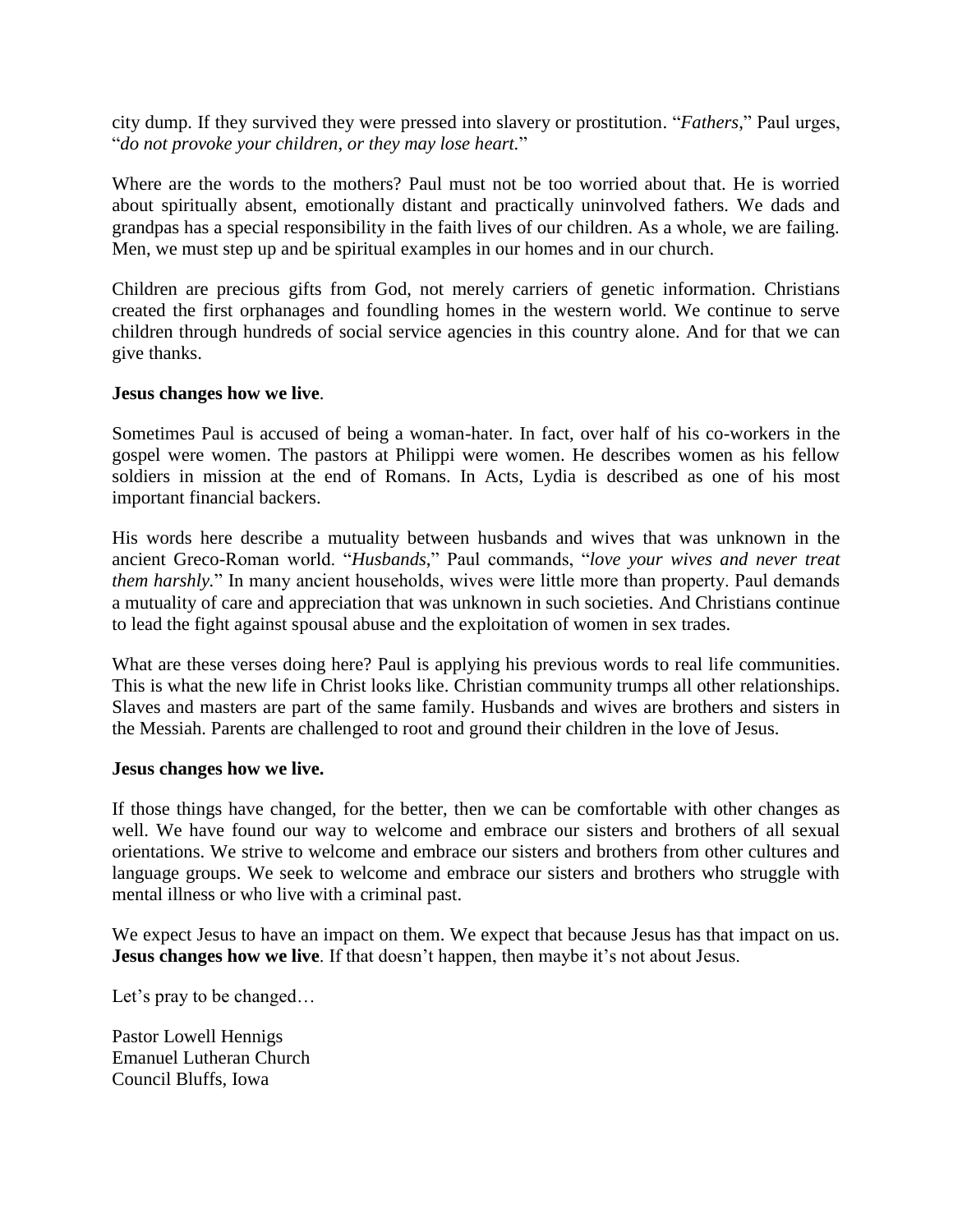city dump. If they survived they were pressed into slavery or prostitution. "*Fathers*," Paul urges, "*do not provoke your children, or they may lose heart.*"

Where are the words to the mothers? Paul must not be too worried about that. He is worried about spiritually absent, emotionally distant and practically uninvolved fathers. We dads and grandpas has a special responsibility in the faith lives of our children. As a whole, we are failing. Men, we must step up and be spiritual examples in our homes and in our church.

Children are precious gifts from God, not merely carriers of genetic information. Christians created the first orphanages and foundling homes in the western world. We continue to serve children through hundreds of social service agencies in this country alone. And for that we can give thanks.

**Jesus changes how we live**.

Sometimes Paul is accused of being a woman-hater. In fact, over half of his co-workers in the gospel were women. The pastors at Philippi were women. He describes women as his fellow soldiers in mission at the end of Romans. In Acts, Lydia is described as one of his most important financial backers.

His words here describe a mutuality between husbands and wives that was unknown in the ancient Greco-Roman world. "*Husbands*," Paul commands, "*love your wives and never treat them harshly.*" In many ancient households, wives were little more than property. Paul demands a mutuality of care and appreciation that was unknown in such societies. And Christians continue to lead the fight against spousal abuse and the exploitation of women in sex trades.

What are these verses doing here? Paul is applying his previous words to real life communities. This is what the new life in Christ looks like. Christian community trumps all other relationships. Slaves and masters are part of the same family. Husbands and wives are brothers and sisters in the Messiah. Parents are challenged to root and ground their children in the love of Jesus.

**Jesus changes how we live.**

If those things have changed, for the better, then we can be comfortable with other changes as well. We have found our way to welcome and embrace our sisters and brothers of all sexual orientations. We strive to welcome and embrace our sisters and brothers from other cultures and language groups. We seek to welcome and embrace our sisters and brothers who struggle with mental illness or who live with a criminal past.

We expect Jesus to have an impact on them. We expect that because Jesus has that impact on us. **Jesus changes how we live**. If that doesn't happen, then maybe it's not about Jesus.

Let's pray to be changed…

Pastor Lowell Hennigs
Emanuel Lutheran Church
Council Bluffs, Iowa